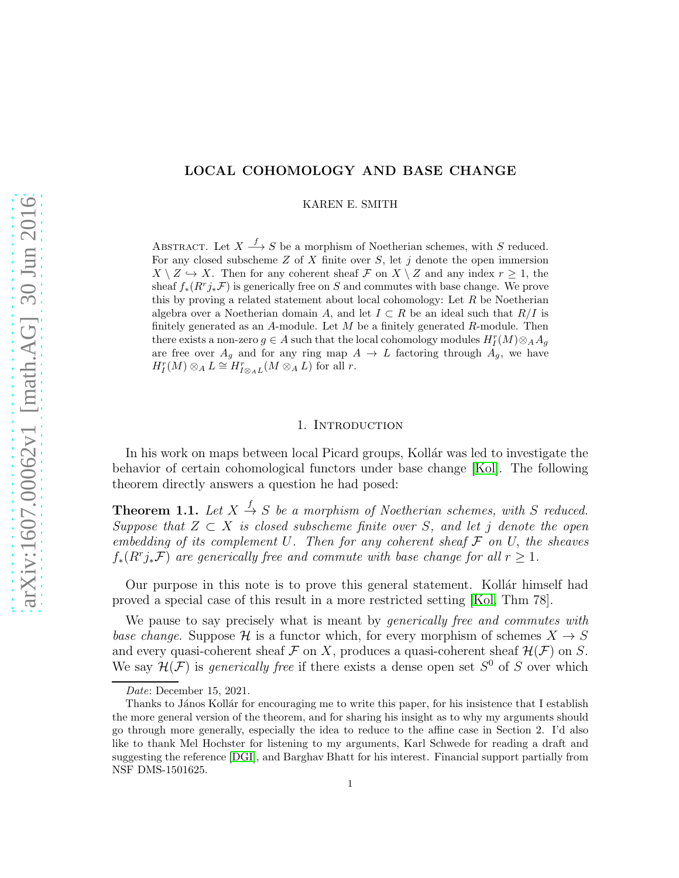# LOCAL COHOMOLOGY AND BASE CHANGE

KAREN E. SMITH

Abstract. Let $X \xrightarrow{f} S$ be a morphism of Noetherian schemes, with $S$ reduced. For any closed subscheme $Z$ of $X$ finite over $S$, let $j$ denote the open immersion $X \setminus Z \hookrightarrow X$. Then for any coherent sheaf $\mathcal{F}$ on $X \setminus Z$ and any index $r \geq 1$, the sheaf $f_*(R^r j_* \mathcal{F})$ is generically free on $S$ and commutes with base change. We prove this by proving a related statement about local cohomology: Let $R$ be Noetherian algebra over a Noetherian domain $A$, and let $I \subset R$ be an ideal such that $R/I$ is finitely generated as an $A$-module. Let $M$ be a finitely generated $R$-module. Then there exists a non-zero $g \in A$ such that the local cohomology modules $H^r_I(M) \otimes_A A_g$ are free over $A_g$ and for any ring map $A \to L$ factoring through $A_g$, we have $H^r_I(M) \otimes_A L \cong H^r_{I \otimes_A L}(M \otimes_A L)$ for all $r$.

## 1. Introduction

In his work on maps between local Picard groups, Kollár was led to investigate the behavior of certain cohomological functors under base change [Kol]. The following theorem directly answers a question he had posed:

**Theorem 1.1.** *Let $X \xrightarrow{f} S$ be a morphism of Noetherian schemes, with $S$ reduced. Suppose that $Z \subset X$ is closed subscheme finite over $S$, and let $j$ denote the open embedding of its complement $U$. Then for any coherent sheaf $\mathcal{F}$ on $U$, the sheaves $f_*(R^r j_* \mathcal{F})$ are generically free and commute with base change for all $r \geq 1$.*

Our purpose in this note is to prove this general statement. Kollár himself had proved a special case of this result in a more restricted setting [Kol, Thm 78].

We pause to say precisely what is meant by *generically free and commutes with base change*. Suppose $\mathcal{H}$ is a functor which, for every morphism of schemes $X \to S$ and every quasi-coherent sheaf $\mathcal{F}$ on $X$, produces a quasi-coherent sheaf $\mathcal{H}(\mathcal{F})$ on $S$. We say $\mathcal{H}(\mathcal{F})$ is *generically free* if there exists a dense open set $S^0$ of $S$ over which

---

*Date*: December 15, 2021.

Thanks to János Kollár for encouraging me to write this paper, for his insistence that I establish the more general version of the theorem, and for sharing his insight as to why my arguments should go through more generally, especially the idea to reduce to the affine case in Section 2. I'd also like to thank Mel Hochster for listening to my arguments, Karl Schwede for reading a draft and suggesting the reference [DGI], and Barghav Bhatt for his interest. Financial support partially from NSF DMS-1501625.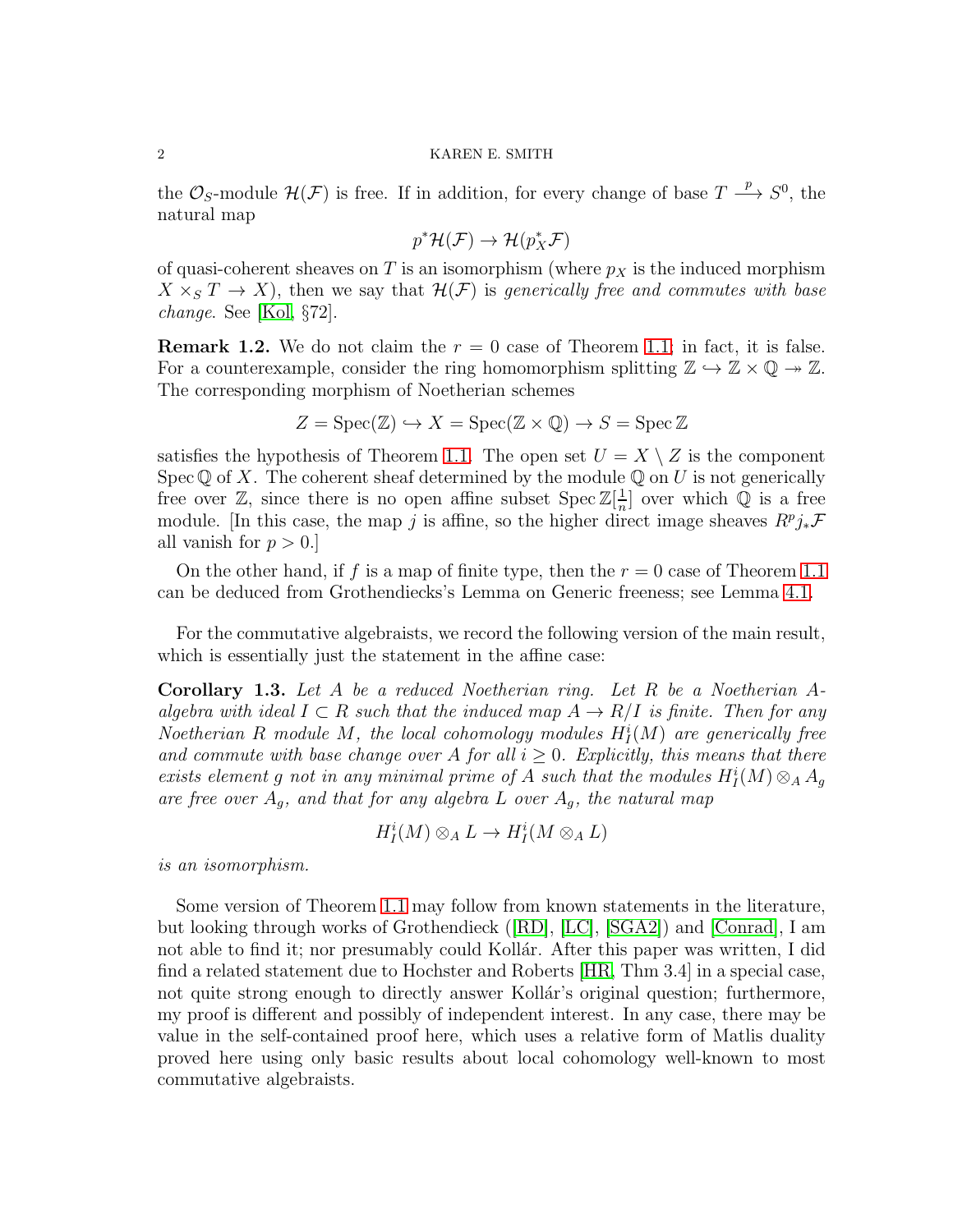the $\mathcal{O}_S$-module $\mathcal{H}(\mathcal{F})$ is free. If in addition, for every change of base $T \xrightarrow{p} S^0$, the natural map

$$p^*\mathcal{H}(\mathcal{F}) \to \mathcal{H}(p_X^*\mathcal{F})$$

of quasi-coherent sheaves on $T$ is an isomorphism (where $p_X$ is the induced morphism $X \times_S T \to X$), then we say that $\mathcal{H}(\mathcal{F})$ is *generically free and commutes with base change*. See [Kol, §72].

**Remark 1.2.** We do not claim the $r = 0$ case of Theorem 1.1; in fact, it is false. For a counterexample, consider the ring homomorphism splitting $\mathbb{Z} \hookrightarrow \mathbb{Z} \times \mathbb{Q} \twoheadrightarrow \mathbb{Z}$. The corresponding morphism of Noetherian schemes

$$Z = \operatorname{Spec}(\mathbb{Z}) \hookrightarrow X = \operatorname{Spec}(\mathbb{Z} \times \mathbb{Q}) \to S = \operatorname{Spec} \mathbb{Z}$$

satisfies the hypothesis of Theorem 1.1. The open set $U = X \setminus Z$ is the component $\operatorname{Spec} \mathbb{Q}$ of $X$. The coherent sheaf determined by the module $\mathbb{Q}$ on $U$ is not generically free over $\mathbb{Z}$, since there is no open affine subset $\operatorname{Spec} \mathbb{Z}[\frac{1}{n}]$ over which $\mathbb{Q}$ is a free module. [In this case, the map $j$ is affine, so the higher direct image sheaves $R^p j_* \mathcal{F}$ all vanish for $p > 0$.]

On the other hand, if $f$ is a map of finite type, then the $r = 0$ case of Theorem 1.1 can be deduced from Grothendiecks's Lemma on Generic freeness; see Lemma 4.1.

For the commutative algebraists, we record the following version of the main result, which is essentially just the statement in the affine case:

**Corollary 1.3.** *Let $A$ be a reduced Noetherian ring. Let $R$ be a Noetherian $A$-algebra with ideal $I \subset R$ such that the induced map $A \to R/I$ is finite. Then for any Noetherian $R$ module $M$, the local cohomology modules $H^i_I(M)$ are generically free and commute with base change over $A$ for all $i \geq 0$. Explicitly, this means that there exists element $g$ not in any minimal prime of $A$ such that the modules $H^i_I(M) \otimes_A A_g$ are free over $A_g$, and that for any algebra $L$ over $A_g$, the natural map*

$$H^i_I(M) \otimes_A L \to H^i_I(M \otimes_A L)$$

*is an isomorphism.*

Some version of Theorem 1.1 may follow from known statements in the literature, but looking through works of Grothendieck ([RD], [LC], [SGA2]) and [Conrad], I am not able to find it; nor presumably could Kollár. After this paper was written, I did find a related statement due to Hochster and Roberts [HR, Thm 3.4] in a special case, not quite strong enough to directly answer Kollár's original question; furthermore, my proof is different and possibly of independent interest. In any case, there may be value in the self-contained proof here, which uses a relative form of Matlis duality proved here using only basic results about local cohomology well-known to most commutative algebraists.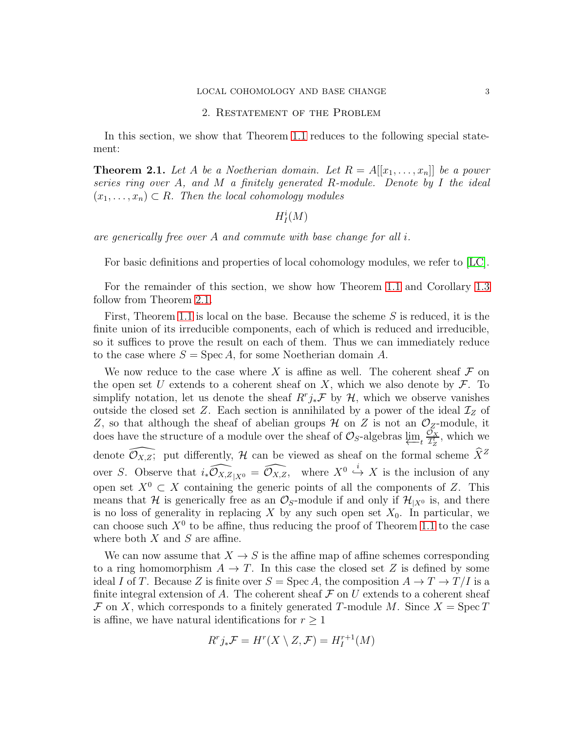## 2. Restatement of the Problem

In this section, we show that Theorem 1.1 reduces to the following special statement:

**Theorem 2.1.** *Let $A$ be a Noetherian domain. Let $R = A[[x_1, \ldots, x_n]]$ be a power series ring over $A$, and $M$ a finitely generated $R$-module. Denote by $I$ the ideal $(x_1, \ldots, x_n) \subset R$. Then the local cohomology modules*

$$H^i_I(M)$$

*are generically free over $A$ and commute with base change for all $i$.*

For basic definitions and properties of local cohomology modules, we refer to [LC].

For the remainder of this section, we show how Theorem 1.1 and Corollary 1.3 follow from Theorem 2.1.

First, Theorem 1.1 is local on the base. Because the scheme $S$ is reduced, it is the finite union of its irreducible components, each of which is reduced and irreducible, so it suffices to prove the result on each of them. Thus we can immediately reduce to the case where $S = \operatorname{Spec} A$, for some Noetherian domain $A$.

We now reduce to the case where $X$ is affine as well. The coherent sheaf $\mathcal{F}$ on the open set $U$ extends to a coherent sheaf on $X$, which we also denote by $\mathcal{F}$. To simplify notation, let us denote the sheaf $R^r j_* \mathcal{F}$ by $\mathcal{H}$, which we observe vanishes outside the closed set $Z$. Each section is annihilated by a power of the ideal $\mathcal{I}_Z$ of $Z$, so that although the sheaf of abelian groups $\mathcal{H}$ on $Z$ is not an $\mathcal{O}_Z$-module, it does have the structure of a module over the sheaf of $\mathcal{O}_S$-algebras $\varprojlim_t \frac{\mathcal{O}_X}{\mathcal{I}_Z^t}$, which we denote $\widehat{\mathcal{O}_{X,Z}}$; put differently, $\mathcal{H}$ can be viewed as sheaf on the formal scheme $\widehat{X}^Z$ over $S$. Observe that $i_* \widehat{\mathcal{O}_{X,Z}}_{|X^0} = \widehat{\mathcal{O}_{X,Z}}$, where $X^0 \overset{i}{\hookrightarrow} X$ is the inclusion of any open set $X^0 \subset X$ containing the generic points of all the components of $Z$. This means that $\mathcal{H}$ is generically free as an $\mathcal{O}_S$-module if and only if $\mathcal{H}_{|X^0}$ is, and there is no loss of generality in replacing $X$ by any such open set $X_0$. In particular, we can choose such $X^0$ to be affine, thus reducing the proof of Theorem 1.1 to the case where both $X$ and $S$ are affine.

We can now assume that $X \to S$ is the affine map of affine schemes corresponding to a ring homomorphism $A \to T$. In this case the closed set $Z$ is defined by some ideal $I$ of $T$. Because $Z$ is finite over $S = \operatorname{Spec} A$, the composition $A \to T \to T/I$ is a finite integral extension of $A$. The coherent sheaf $\mathcal{F}$ on $U$ extends to a coherent sheaf $\mathcal{F}$ on $X$, which corresponds to a finitely generated $T$-module $M$. Since $X = \operatorname{Spec} T$ is affine, we have natural identifications for $r \geq 1$

$$R^r j_* \mathcal{F} = H^r(X \setminus Z, \mathcal{F}) = H^{r+1}_I(M)$$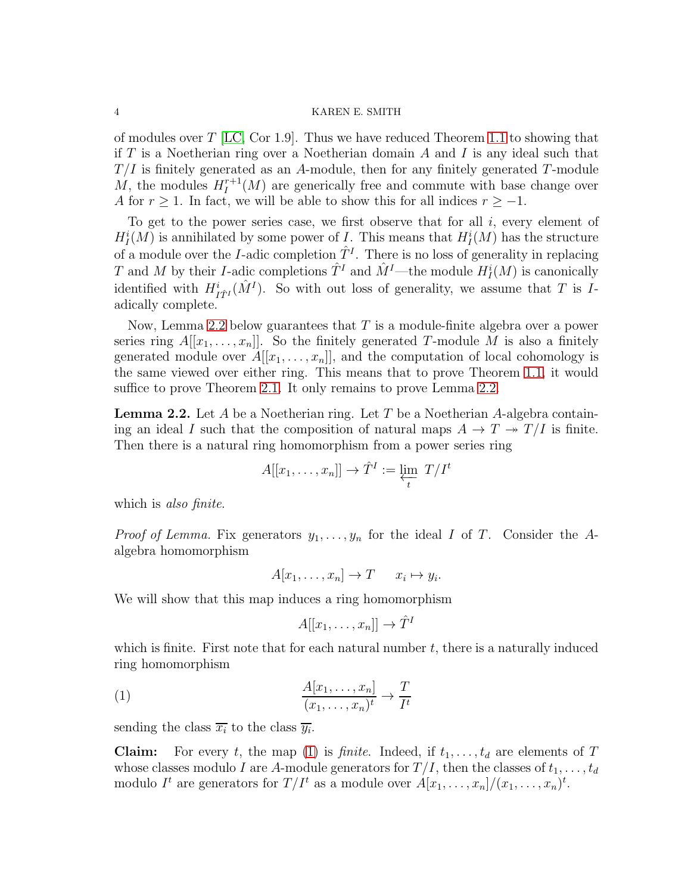of modules over $T$ [LC, Cor 1.9]. Thus we have reduced Theorem 1.1 to showing that if $T$ is a Noetherian ring over a Noetherian domain $A$ and $I$ is any ideal such that $T/I$ is finitely generated as an $A$-module, then for any finitely generated $T$-module $M$, the modules $H_I^{r+1}(M)$ are generically free and commute with base change over $A$ for $r \geq 1$. In fact, we will be able to show this for all indices $r \geq -1$.

To get to the power series case, we first observe that for all $i$, every element of $H_I^i(M)$ is annihilated by some power of $I$. This means that $H_I^i(M)$ has the structure of a module over the $I$-adic completion $\hat{T}^I$. There is no loss of generality in replacing $T$ and $M$ by their $I$-adic completions $\hat{T}^I$ and $\hat{M}^I$—the module $H_I^i(M)$ is canonically identified with $H^i_{I\hat{T}^I}(\hat{M}^I)$. So with out loss of generality, we assume that $T$ is $I$-adically complete.

Now, Lemma 2.2 below guarantees that $T$ is a module-finite algebra over a power series ring $A[[x_1, \dots, x_n]]$. So the finitely generated $T$-module $M$ is also a finitely generated module over $A[[x_1, \dots, x_n]]$, and the computation of local cohomology is the same viewed over either ring. This means that to prove Theorem 1.1, it would suffice to prove Theorem 2.1. It only remains to prove Lemma 2.2.

**Lemma 2.2.** *Let $A$ be a Noetherian ring. Let $T$ be a Noetherian $A$-algebra containing an ideal $I$ such that the composition of natural maps $A \to T \twoheadrightarrow T/I$ is finite. Then there is a natural ring homomorphism from a power series ring*

$$A[[x_1, \dots, x_n]] \to \hat{T}^I := \varprojlim_t \, T/I^t$$

*which is also finite.*

*Proof of Lemma.* Fix generators $y_1, \dots, y_n$ for the ideal $I$ of $T$. Consider the $A$-algebra homomorphism

$$A[x_1, \dots, x_n] \to T \qquad x_i \mapsto y_i.$$

We will show that this map induces a ring homomorphism

$$A[[x_1, \dots, x_n]] \to \hat{T}^I$$

which is finite. First note that for each natural number $t$, there is a naturally induced ring homomorphism

$$\frac{A[x_1, \dots, x_n]}{(x_1, \dots, x_n)^t} \to \frac{T}{I^t} \tag{1}$$

sending the class $\overline{x_i}$ to the class $\overline{y_i}$.

**Claim:** For every $t$, the map (1) is *finite*. Indeed, if $t_1, \dots, t_d$ are elements of $T$ whose classes modulo $I$ are $A$-module generators for $T/I$, then the classes of $t_1, \dots, t_d$ modulo $I^t$ are generators for $T/I^t$ as a module over $A[x_1, \dots, x_n]/(x_1, \dots, x_n)^t$.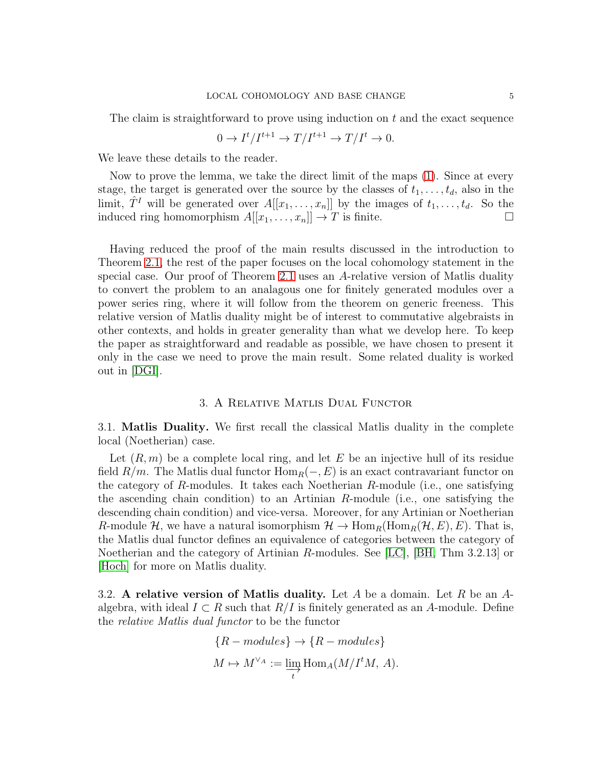The claim is straightforward to prove using induction on $t$ and the exact sequence

$$0 \to I^t/I^{t+1} \to T/I^{t+1} \to T/I^t \to 0.$$

We leave these details to the reader.

Now to prove the lemma, we take the direct limit of the maps (1). Since at every stage, the target is generated over the source by the classes of $t_1, \ldots, t_d$, also in the limit, $\hat{T}^I$ will be generated over $A[[x_1, \ldots, x_n]]$ by the images of $t_1, \ldots, t_d$. So the induced ring homomorphism $A[[x_1, \ldots, x_n]] \to T$ is finite. $\square$

Having reduced the proof of the main results discussed in the introduction to Theorem 2.1, the rest of the paper focuses on the local cohomology statement in the special case. Our proof of Theorem 2.1 uses an $A$-relative version of Matlis duality to convert the problem to an analagous one for finitely generated modules over a power series ring, where it will follow from the theorem on generic freeness. This relative version of Matlis duality might be of interest to commutative algebraists in other contexts, and holds in greater generality than what we develop here. To keep the paper as straightforward and readable as possible, we have chosen to present it only in the case we need to prove the main result. Some related duality is worked out in [DGI].

## 3. A Relative Matlis Dual Functor

3.1. **Matlis Duality.** We first recall the classical Matlis duality in the complete local (Noetherian) case.

Let $(R, m)$ be a complete local ring, and let $E$ be an injective hull of its residue field $R/m$. The Matlis dual functor $\mathrm{Hom}_R(-, E)$ is an exact contravariant functor on the category of $R$-modules. It takes each Noetherian $R$-module (i.e., one satisfying the ascending chain condition) to an Artinian $R$-module (i.e., one satisfying the descending chain condition) and vice-versa. Moreover, for any Artinian or Noetherian $R$-module $\mathcal{H}$, we have a natural isomorphism $\mathcal{H} \to \mathrm{Hom}_R(\mathrm{Hom}_R(\mathcal{H}, E), E)$. That is, the Matlis dual functor defines an equivalence of categories between the category of Noetherian and the category of Artinian $R$-modules. See [LC], [BH, Thm 3.2.13] or [Hoch] for more on Matlis duality.

3.2. **A relative version of Matlis duality.** Let $A$ be a domain. Let $R$ be an $A$-algebra, with ideal $I \subset R$ such that $R/I$ is finitely generated as an $A$-module. Define the *relative Matlis dual functor* to be the functor

$$\{R - modules\} \to \{R - modules\}$$

$$M \mapsto M^{\vee_A} := \varinjlim_t \mathrm{Hom}_A(M/I^tM,\, A).$$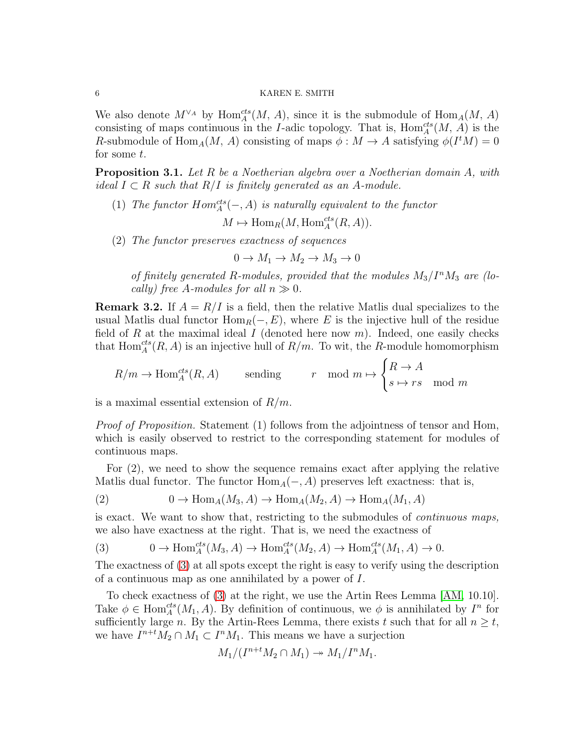We also denote $M^{\vee_A}$ by $\mathrm{Hom}_A^{cts}(M, A)$, since it is the submodule of $\mathrm{Hom}_A(M, A)$ consisting of maps continuous in the $I$-adic topology. That is, $\mathrm{Hom}_A^{cts}(M, A)$ is the $R$-submodule of $\mathrm{Hom}_A(M, A)$ consisting of maps $\phi : M \to A$ satisfying $\phi(I^t M) = 0$ for some $t$.

**Proposition 3.1.** *Let $R$ be a Noetherian algebra over a Noetherian domain $A$, with ideal $I \subset R$ such that $R/I$ is finitely generated as an $A$-module.*

1. *The functor $Hom_A^{cts}(-, A)$ is naturally equivalent to the functor*
$$M \mapsto \mathrm{Hom}_R(M, \mathrm{Hom}_A^{cts}(R, A)).$$
2. *The functor preserves exactness of sequences*
$$0 \to M_1 \to M_2 \to M_3 \to 0$$
*of finitely generated $R$-modules, provided that the modules $M_3/I^n M_3$ are (locally) free $A$-modules for all $n \gg 0$.*

**Remark 3.2.** If $A = R/I$ is a field, then the relative Matlis dual specializes to the usual Matlis dual functor $\mathrm{Hom}_R(-, E)$, where $E$ is the injective hull of the residue field of $R$ at the maximal ideal $I$ (denoted here now $m$). Indeed, one easily checks that $\mathrm{Hom}_A^{cts}(R, A)$ is an injective hull of $R/m$. To wit, the $R$-module homomorphism

$$R/m \to \mathrm{Hom}_A^{cts}(R, A) \qquad \text{sending} \qquad r \mod m \mapsto \begin{cases} R \to A \\ s \mapsto rs \mod m \end{cases}$$

is a maximal essential extension of $R/m$.

*Proof of Proposition.* Statement (1) follows from the adjointness of tensor and Hom, which is easily observed to restrict to the corresponding statement for modules of continuous maps.

For (2), we need to show the sequence remains exact after applying the relative Matlis dual functor. The functor $\mathrm{Hom}_A(-, A)$ preserves left exactness: that is,

$$0 \to \mathrm{Hom}_A(M_3, A) \to \mathrm{Hom}_A(M_2, A) \to \mathrm{Hom}_A(M_1, A) \tag{2}$$

is exact. We want to show that, restricting to the submodules of *continuous maps,* we also have exactness at the right. That is, we need the exactness of

$$0 \to \mathrm{Hom}_A^{cts}(M_3, A) \to \mathrm{Hom}_A^{cts}(M_2, A) \to \mathrm{Hom}_A^{cts}(M_1, A) \to 0. \tag{3}$$

The exactness of (3) at all spots except the right is easy to verify using the description of a continuous map as one annihilated by a power of $I$.

To check exactness of (3) at the right, we use the Artin Rees Lemma [AM, 10.10]. Take $\phi \in \mathrm{Hom}_A^{cts}(M_1, A)$. By definition of continuous, we $\phi$ is annihilated by $I^n$ for sufficiently large $n$. By the Artin-Rees Lemma, there exists $t$ such that for all $n \geq t$, we have $I^{n+t} M_2 \cap M_1 \subset I^n M_1$. This means we have a surjection

$$M_1/(I^{n+t} M_2 \cap M_1) \twoheadrightarrow M_1/I^n M_1.$$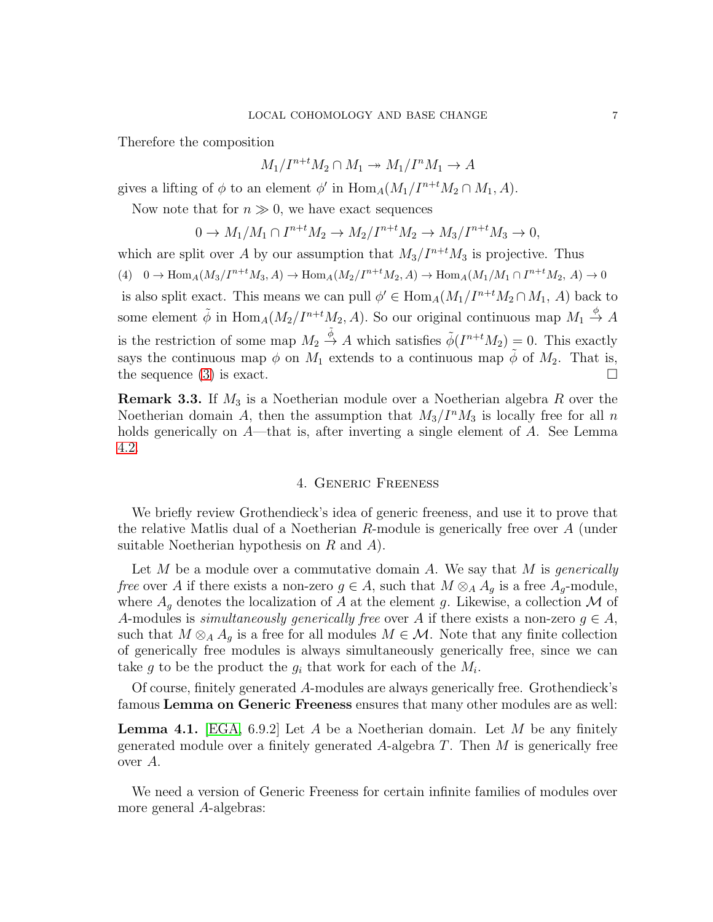Therefore the composition

$$M_1/I^{n+t}M_2 \cap M_1 \twoheadrightarrow M_1/I^n M_1 \to A$$

gives a lifting of $\phi$ to an element $\phi'$ in $\mathrm{Hom}_A(M_1/I^{n+t}M_2 \cap M_1, A)$.

Now note that for $n \gg 0$, we have exact sequences

$$0 \to M_1/M_1 \cap I^{n+t}M_2 \to M_2/I^{n+t}M_2 \to M_3/I^{n+t}M_3 \to 0,$$

which are split over $A$ by our assumption that $M_3/I^{n+t}M_3$ is projective. Thus

$$0 \to \mathrm{Hom}_A(M_3/I^{n+t}M_3, A) \to \mathrm{Hom}_A(M_2/I^{n+t}M_2, A) \to \mathrm{Hom}_A(M_1/M_1 \cap I^{n+t}M_2,\ A) \to 0 \tag{4}$$

is also split exact. This means we can pull $\phi' \in \mathrm{Hom}_A(M_1/I^{n+t}M_2 \cap M_1,\ A)$ back to some element $\tilde{\phi}$ in $\mathrm{Hom}_A(M_2/I^{n+t}M_2, A)$. So our original continuous map $M_1 \xrightarrow{\phi} A$ is the restriction of some map $M_2 \xrightarrow{\tilde{\phi}} A$ which satisfies $\tilde{\phi}(I^{n+t}M_2) = 0$. This exactly says the continuous map $\phi$ on $M_1$ extends to a continuous map $\tilde{\phi}$ of $M_2$. That is, the sequence (3) is exact. $\square$

**Remark 3.3.** If $M_3$ is a Noetherian module over a Noetherian algebra $R$ over the Noetherian domain $A$, then the assumption that $M_3/I^n M_3$ is locally free for all $n$ holds generically on $A$—that is, after inverting a single element of $A$. See Lemma 4.2.

## 4. Generic Freeness

We briefly review Grothendieck's idea of generic freeness, and use it to prove that the relative Matlis dual of a Noetherian $R$-module is generically free over $A$ (under suitable Noetherian hypothesis on $R$ and $A$).

Let $M$ be a module over a commutative domain $A$. We say that $M$ is *generically free* over $A$ if there exists a non-zero $g \in A$, such that $M \otimes_A A_g$ is a free $A_g$-module, where $A_g$ denotes the localization of $A$ at the element $g$. Likewise, a collection $\mathcal{M}$ of $A$-modules is *simultaneously generically free* over $A$ if there exists a non-zero $g \in A$, such that $M \otimes_A A_g$ is a free for all modules $M \in \mathcal{M}$. Note that any finite collection of generically free modules is always simultaneously generically free, since we can take $g$ to be the product the $g_i$ that work for each of the $M_i$.

Of course, finitely generated $A$-modules are always generically free. Grothendieck's famous **Lemma on Generic Freeness** ensures that many other modules are as well:

**Lemma 4.1.** [EGA, 6.9.2] *Let $A$ be a Noetherian domain. Let $M$ be any finitely generated module over a finitely generated $A$-algebra $T$. Then $M$ is generically free over $A$.*

We need a version of Generic Freeness for certain infinite families of modules over more general $A$-algebras: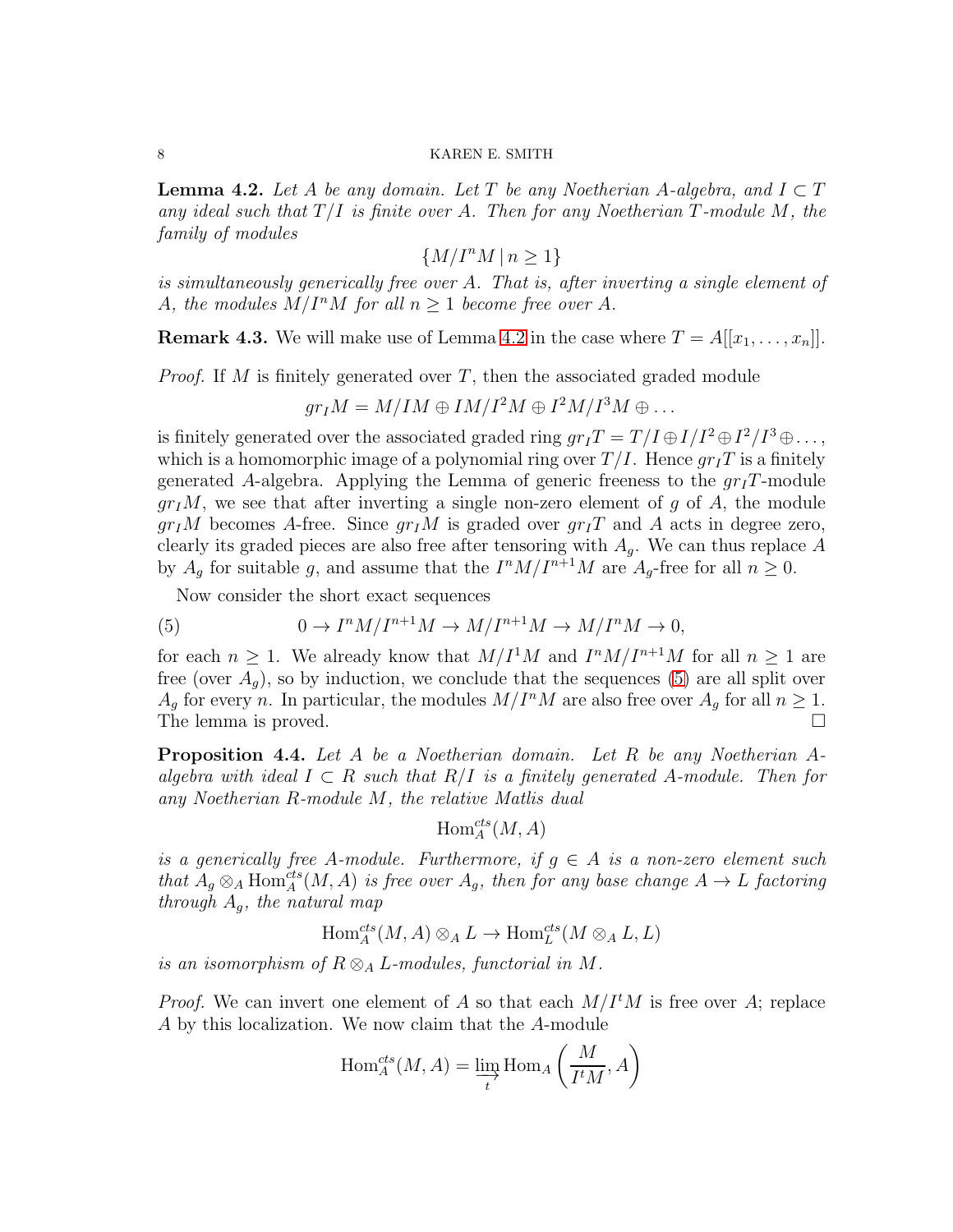**Lemma 4.2.** *Let $A$ be any domain. Let $T$ be any Noetherian $A$-algebra, and $I \subset T$ any ideal such that $T/I$ is finite over $A$. Then for any Noetherian $T$-module $M$, the family of modules*

$$\{M/I^n M \mid n \geq 1\}$$

*is simultaneously generically free over $A$. That is, after inverting a single element of $A$, the modules $M/I^n M$ for all $n \geq 1$ become free over $A$.*

**Remark 4.3.** We will make use of Lemma 4.2 in the case where $T = A[[x_1, \dots, x_n]]$.

*Proof.* If $M$ is finitely generated over $T$, then the associated graded module

$$gr_I M = M/IM \oplus IM/I^2M \oplus I^2M/I^3M \oplus \dots$$

is finitely generated over the associated graded ring $gr_I T = T/I \oplus I/I^2 \oplus I^2/I^3 \oplus \dots$, which is a homomorphic image of a polynomial ring over $T/I$. Hence $gr_I T$ is a finitely generated $A$-algebra. Applying the Lemma of generic freeness to the $gr_I T$-module $gr_I M$, we see that after inverting a single non-zero element of $g$ of $A$, the module $gr_I M$ becomes $A$-free. Since $gr_I M$ is graded over $gr_I T$ and $A$ acts in degree zero, clearly its graded pieces are also free after tensoring with $A_g$. We can thus replace $A$ by $A_g$ for suitable $g$, and assume that the $I^n M/I^{n+1} M$ are $A_g$-free for all $n \geq 0$.

Now consider the short exact sequences

$$0 \to I^n M/I^{n+1} M \to M/I^{n+1} M \to M/I^n M \to 0, \tag{5}$$

for each $n \geq 1$. We already know that $M/I^1 M$ and $I^n M/I^{n+1} M$ for all $n \geq 1$ are free (over $A_g$), so by induction, we conclude that the sequences (5) are all split over $A_g$ for every $n$. In particular, the modules $M/I^n M$ are also free over $A_g$ for all $n \geq 1$. The lemma is proved. $\square$

**Proposition 4.4.** *Let $A$ be a Noetherian domain. Let $R$ be any Noetherian $A$-algebra with ideal $I \subset R$ such that $R/I$ is a finitely generated $A$-module. Then for any Noetherian $R$-module $M$, the relative Matlis dual*

$$\operatorname{Hom}_A^{cts}(M, A)$$

*is a generically free $A$-module. Furthermore, if $g \in A$ is a non-zero element such that $A_g \otimes_A \operatorname{Hom}_A^{cts}(M, A)$ is free over $A_g$, then for any base change $A \to L$ factoring through $A_g$, the natural map*

$$\operatorname{Hom}_A^{cts}(M, A) \otimes_A L \to \operatorname{Hom}_L^{cts}(M \otimes_A L, L)$$

*is an isomorphism of $R \otimes_A L$-modules, functorial in $M$.*

*Proof.* We can invert one element of $A$ so that each $M/I^t M$ is free over $A$; replace $A$ by this localization. We now claim that the $A$-module

$$\operatorname{Hom}_A^{cts}(M, A) = \varinjlim_t \operatorname{Hom}_A\left(\frac{M}{I^t M}, A\right)$$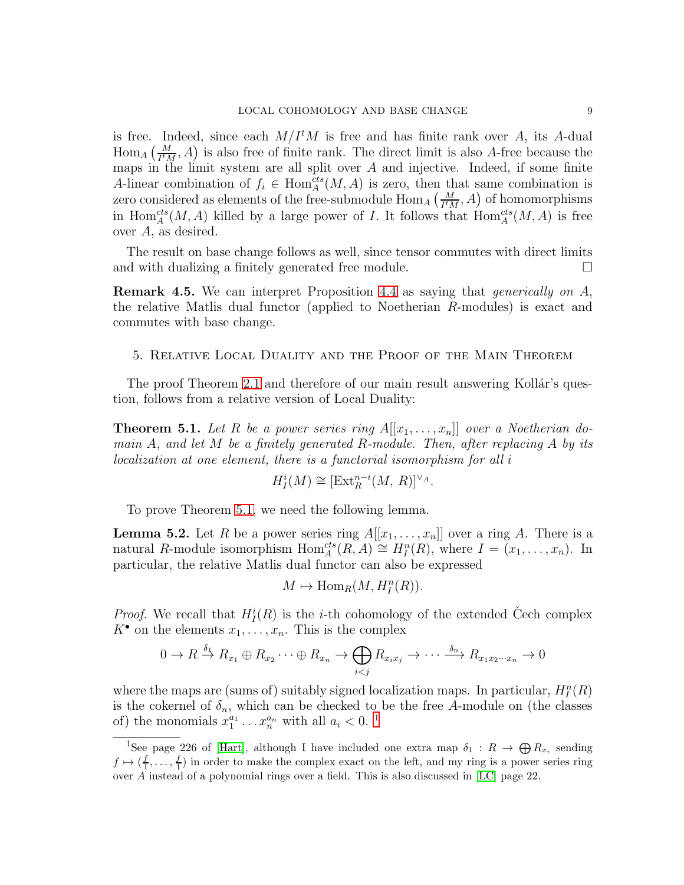is free. Indeed, since each $M/I^tM$ is free and has finite rank over $A$, its $A$-dual $\mathrm{Hom}_A\left(\frac{M}{I^tM}, A\right)$ is also free of finite rank. The direct limit is also $A$-free because the maps in the limit system are all split over $A$ and injective. Indeed, if some finite $A$-linear combination of $f_i \in \mathrm{Hom}_A^{cts}(M, A)$ is zero, then that same combination is zero considered as elements of the free-submodule $\mathrm{Hom}_A\left(\frac{M}{I^tM}, A\right)$ of homomorphisms in $\mathrm{Hom}_A^{cts}(M, A)$ killed by a large power of $I$. It follows that $\mathrm{Hom}_A^{cts}(M, A)$ is free over $A$, as desired.

The result on base change follows as well, since tensor commutes with direct limits and with dualizing a finitely generated free module. □

**Remark 4.5.** We can interpret Proposition 4.4 as saying that *generically on* $A$, the relative Matlis dual functor (applied to Noetherian $R$-modules) is exact and commutes with base change.

## 5. Relative Local Duality and the Proof of the Main Theorem

The proof Theorem 2.1 and therefore of our main result answering Kollár's question, follows from a relative version of Local Duality:

**Theorem 5.1.** *Let $R$ be a power series ring $A[[x_1, \ldots, x_n]]$ over a Noetherian domain $A$, and let $M$ be a finitely generated $R$-module. Then, after replacing $A$ by its localization at one element, there is a functorial isomorphism for all $i$*

$$H_I^i(M) \cong [\mathrm{Ext}_R^{n-i}(M,\, R)]^{\vee_A}.$$

To prove Theorem 5.1, we need the following lemma.

**Lemma 5.2.** Let $R$ be a power series ring $A[[x_1, \ldots, x_n]]$ over a ring $A$. There is a natural $R$-module isomorphism $\mathrm{Hom}_A^{cts}(R, A) \cong H_I^n(R)$, where $I = (x_1, \ldots, x_n)$. In particular, the relative Matlis dual functor can also be expressed

$$M \mapsto \mathrm{Hom}_R(M, H_I^n(R)).$$

*Proof.* We recall that $H_I^i(R)$ is the $i$-th cohomology of the extended Čech complex $K^\bullet$ on the elements $x_1, \ldots, x_n$. This is the complex

$$0 \to R \xrightarrow{\delta_1} R_{x_1} \oplus R_{x_2} \cdots \oplus R_{x_n} \to \bigoplus_{i<j} R_{x_i x_j} \to \cdots \xrightarrow{\delta_n} R_{x_1 x_2 \cdots x_n} \to 0$$

where the maps are (sums of) suitably signed localization maps. In particular, $H_I^n(R)$ is the cokernel of $\delta_n$, which can be checked to be the free $A$-module on (the classes of) the monomials $x_1^{a_1} \ldots x_n^{a_n}$ with all $a_i < 0$. [1]

[1] See page 226 of [Hart], although I have included one extra map $\delta_1 : R \to \bigoplus R_{x_i}$ sending $f \mapsto (\frac{f}{1}, \ldots, \frac{f}{1})$ in order to make the complex exact on the left, and my ring is a power series ring over $A$ instead of a polynomial rings over a field. This is also discussed in [LC] page 22.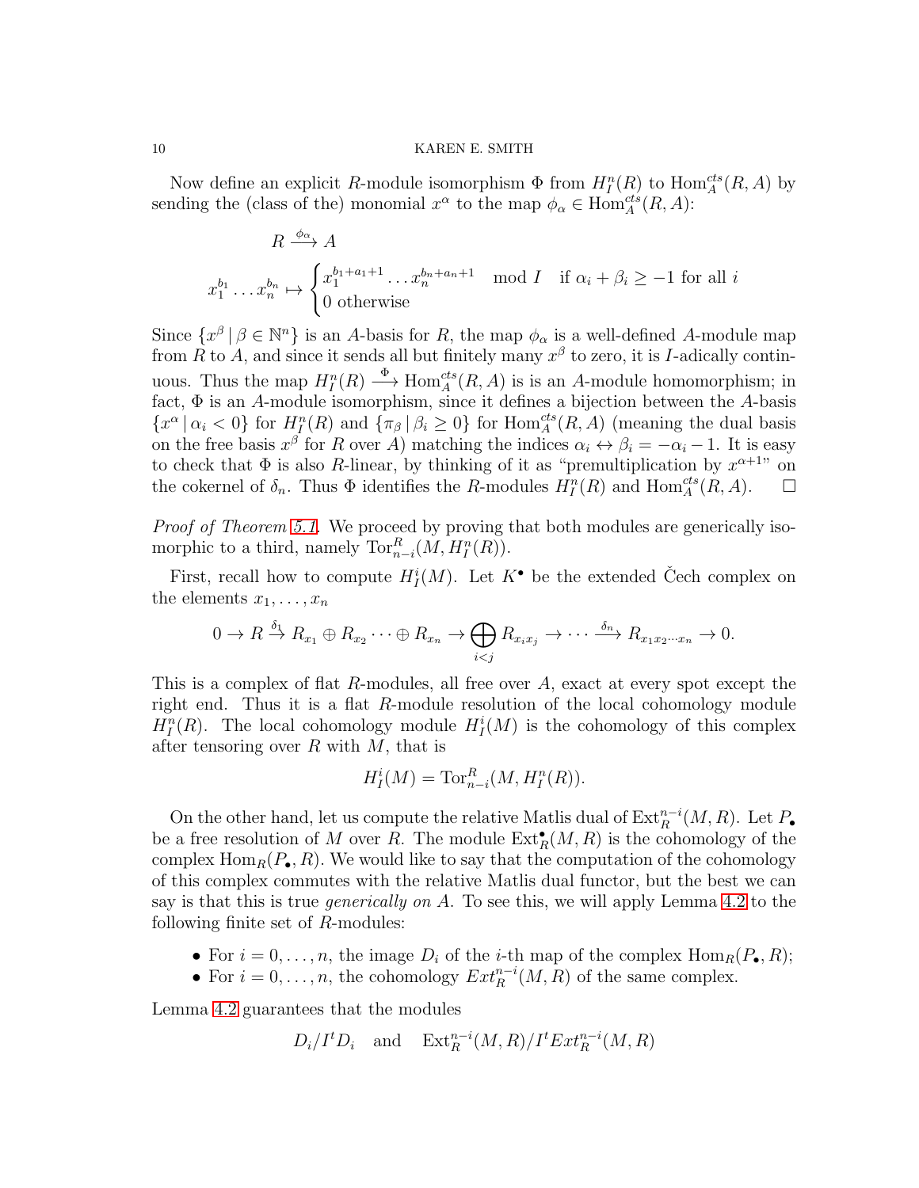Now define an explicit $R$-module isomorphism $\Phi$ from $H^n_I(R)$ to $\mathrm{Hom}^{cts}_A(R, A)$ by sending the (class of the) monomial $x^\alpha$ to the map $\phi_\alpha \in \mathrm{Hom}^{cts}_A(R, A)$:

$$
R \xrightarrow{\phi_\alpha} A
$$

$$
x_1^{b_1} \dots x_n^{b_n} \mapsto \begin{cases} x_1^{b_1+a_1+1} \dots x_n^{b_n+a_n+1} \mod I & \text{if } \alpha_i + \beta_i \geq -1 \text{ for all } i \\ 0 \text{ otherwise} \end{cases}
$$

Since $\{x^\beta \,|\, \beta \in \mathbb{N}^n\}$ is an $A$-basis for $R$, the map $\phi_\alpha$ is a well-defined $A$-module map from $R$ to $A$, and since it sends all but finitely many $x^\beta$ to zero, it is $I$-adically continuous. Thus the map $H^n_I(R) \xrightarrow{\Phi} \mathrm{Hom}^{cts}_A(R, A)$ is is an $A$-module homomorphism; in fact, $\Phi$ is an $A$-module isomorphism, since it defines a bijection between the $A$-basis $\{x^\alpha \,|\, \alpha_i < 0\}$ for $H^n_I(R)$ and $\{\pi_\beta \,|\, \beta_i \geq 0\}$ for $\mathrm{Hom}^{cts}_A(R, A)$ (meaning the dual basis on the free basis $x^\beta$ for $R$ over $A$) matching the indices $\alpha_i \leftrightarrow \beta_i = -\alpha_i - 1$. It is easy to check that $\Phi$ is also $R$-linear, by thinking of it as "premultiplication by $x^{\alpha+1}$" on the cokernel of $\delta_n$. Thus $\Phi$ identifies the $R$-modules $H^n_I(R)$ and $\mathrm{Hom}^{cts}_A(R, A)$. □

*Proof of Theorem 5.1.* We proceed by proving that both modules are generically isomorphic to a third, namely $\mathrm{Tor}^R_{n-i}(M, H^n_I(R))$.

First, recall how to compute $H^i_I(M)$. Let $K^\bullet$ be the extended Čech complex on the elements $x_1, \dots, x_n$

$$
0 \to R \xrightarrow{\delta_1} R_{x_1} \oplus R_{x_2} \cdots \oplus R_{x_n} \to \bigoplus_{i<j} R_{x_i x_j} \to \cdots \xrightarrow{\delta_n} R_{x_1 x_2 \cdots x_n} \to 0.
$$

This is a complex of flat $R$-modules, all free over $A$, exact at every spot except the right end. Thus it is a flat $R$-module resolution of the local cohomology module $H^n_I(R)$. The local cohomology module $H^i_I(M)$ is the cohomology of this complex after tensoring over $R$ with $M$, that is

$$
H^i_I(M) = \mathrm{Tor}^R_{n-i}(M, H^n_I(R)).
$$

On the other hand, let us compute the relative Matlis dual of $\mathrm{Ext}^{n-i}_R(M, R)$. Let $P_\bullet$ be a free resolution of $M$ over $R$. The module $\mathrm{Ext}^\bullet_R(M, R)$ is the cohomology of the complex $\mathrm{Hom}_R(P_\bullet, R)$. We would like to say that the computation of the cohomology of this complex commutes with the relative Matlis dual functor, but the best we can say is that this is true *generically on A*. To see this, we will apply Lemma 4.2 to the following finite set of $R$-modules:

- For $i = 0, \dots, n$, the image $D_i$ of the $i$-th map of the complex $\mathrm{Hom}_R(P_\bullet, R)$;
- For $i = 0, \dots, n$, the cohomology $Ext^{n-i}_R(M, R)$ of the same complex.

Lemma 4.2 guarantees that the modules

$$
D_i / I^t D_i \quad \text{and} \quad \mathrm{Ext}^{n-i}_R(M, R) / I^t Ext^{n-i}_R(M, R)
$$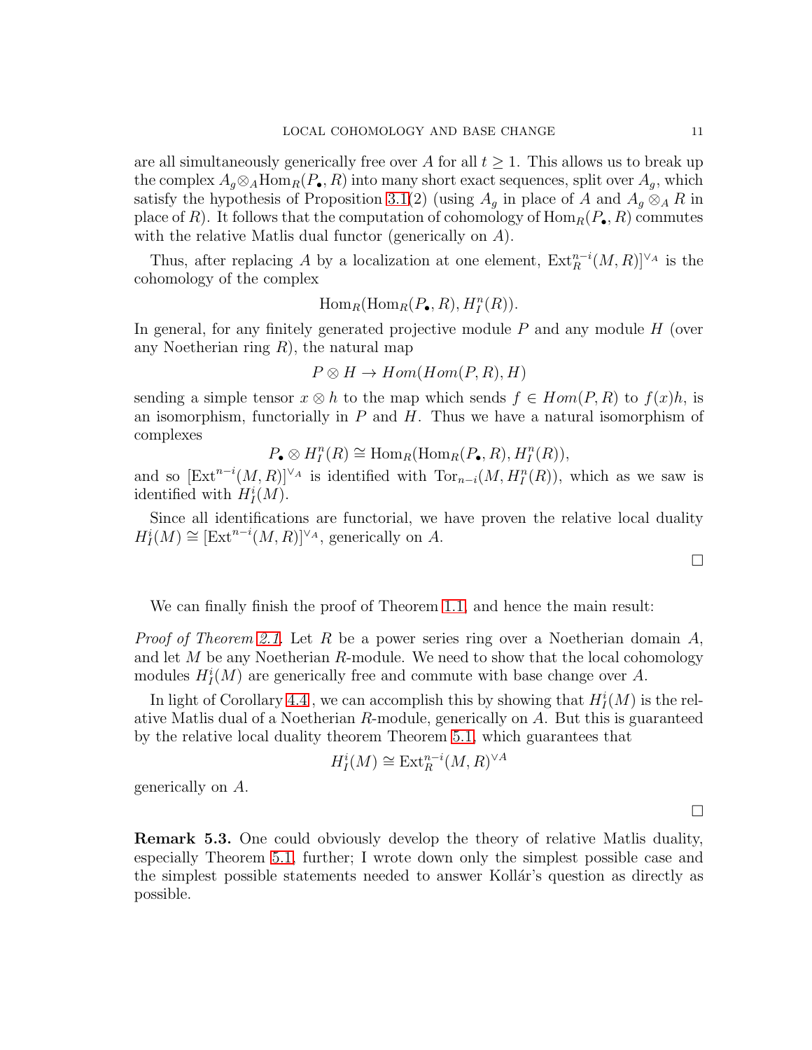are all simultaneously generically free over $A$ for all $t \geq 1$. This allows us to break up the complex $A_g \otimes_A \mathrm{Hom}_R(P_\bullet, R)$ into many short exact sequences, split over $A_g$, which satisfy the hypothesis of Proposition 3.1(2) (using $A_g$ in place of $A$ and $A_g \otimes_A R$ in place of $R$). It follows that the computation of cohomology of $\mathrm{Hom}_R(P_\bullet, R)$ commutes with the relative Matlis dual functor (generically on $A$).

Thus, after replacing $A$ by a localization at one element, $\mathrm{Ext}^{n-i}_R(M, R)^{\vee_A}$ is the cohomology of the complex

$$\mathrm{Hom}_R(\mathrm{Hom}_R(P_\bullet, R), H^n_I(R)).$$

In general, for any finitely generated projective module $P$ and any module $H$ (over any Noetherian ring $R$), the natural map

$$P \otimes H \to Hom(Hom(P, R), H)$$

sending a simple tensor $x \otimes h$ to the map which sends $f \in Hom(P, R)$ to $f(x)h$, is an isomorphism, functorially in $P$ and $H$. Thus we have a natural isomorphism of complexes

$$P_\bullet \otimes H^n_I(R) \cong \mathrm{Hom}_R(\mathrm{Hom}_R(P_\bullet, R), H^n_I(R)),$$

and so $[\mathrm{Ext}^{n-i}(M, R)]^{\vee_A}$ is identified with $\mathrm{Tor}_{n-i}(M, H^n_I(R))$, which as we saw is identified with $H^i_I(M)$.

Since all identifications are functorial, we have proven the relative local duality $H^i_I(M) \cong [\mathrm{Ext}^{n-i}(M, R)]^{\vee_A}$, generically on $A$.

□

We can finally finish the proof of Theorem 1.1, and hence the main result:

*Proof of Theorem 2.1.* Let $R$ be a power series ring over a Noetherian domain $A$, and let $M$ be any Noetherian $R$-module. We need to show that the local cohomology modules $H^i_I(M)$ are generically free and commute with base change over $A$.

In light of Corollary 4.4 , we can accomplish this by showing that $H^i_I(M)$ is the relative Matlis dual of a Noetherian $R$-module, generically on $A$. But this is guaranteed by the relative local duality theorem Theorem 5.1, which guarantees that

$$H^i_I(M) \cong \mathrm{Ext}^{n-i}_R(M, R)^{\vee A}$$

generically on $A$.

□

**Remark 5.3.** One could obviously develop the theory of relative Matlis duality, especially Theorem 5.1, further; I wrote down only the simplest possible case and the simplest possible statements needed to answer Kollár's question as directly as possible.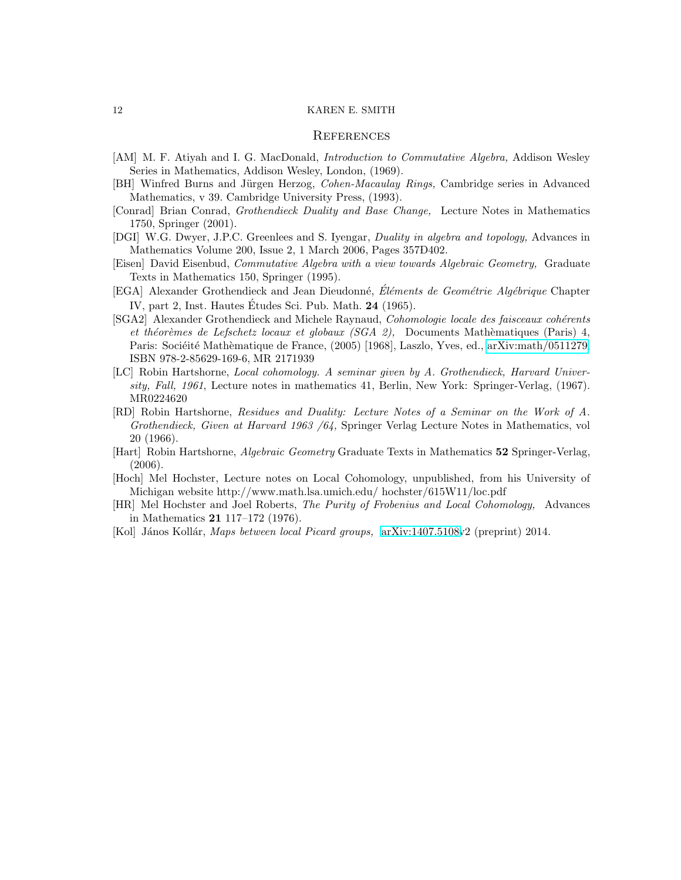## References

[AM] M. F. Atiyah and I. G. MacDonald, *Introduction to Commutative Algebra,* Addison Wesley Series in Mathematics, Addison Wesley, London, (1969).

[BH] Winfred Burns and Jürgen Herzog, *Cohen-Macaulay Rings,* Cambridge series in Advanced Mathematics, v 39. Cambridge University Press, (1993).

[Conrad] Brian Conrad, *Grothendieck Duality and Base Change,* Lecture Notes in Mathematics 1750, Springer (2001).

[DGI] W.G. Dwyer, J.P.C. Greenlees and S. Iyengar, *Duality in algebra and topology,* Advances in Mathematics Volume 200, Issue 2, 1 March 2006, Pages 357D402.

[Eisen] David Eisenbud, *Commutative Algebra with a view towards Algebraic Geometry,* Graduate Texts in Mathematics 150, Springer (1995).

[EGA] Alexander Grothendieck and Jean Dieudonné, *Éléments de Geométrie Algébrique* Chapter IV, part 2, Inst. Hautes Études Sci. Pub. Math. **24** (1965).

[SGA2] Alexander Grothendieck and Michele Raynaud, *Cohomologie locale des faisceaux cohérents et théorèmes de Lefschetz locaux et globaux (SGA 2),* Documents Mathèmatiques (Paris) 4, Paris: Sociéité Mathèmatique de France, (2005) [1968], Laszlo, Yves, ed., arXiv:math/0511279, ISBN 978-2-85629-169-6, MR 2171939

[LC] Robin Hartshorne, *Local cohomology. A seminar given by A. Grothendieck, Harvard University, Fall, 1961*, Lecture notes in mathematics 41, Berlin, New York: Springer-Verlag, (1967). MR0224620

[RD] Robin Hartshorne, *Residues and Duality: Lecture Notes of a Seminar on the Work of A. Grothendieck, Given at Harvard 1963 /64,* Springer Verlag Lecture Notes in Mathematics, vol 20 (1966).

[Hart] Robin Hartshorne, *Algebraic Geometry* Graduate Texts in Mathematics **52** Springer-Verlag, (2006).

[Hoch] Mel Hochster, Lecture notes on Local Cohomology, unpublished, from his University of Michigan website http://www.math.lsa.umich.edu/ hochster/615W11/loc.pdf

[HR] Mel Hochster and Joel Roberts, *The Purity of Frobenius and Local Cohomology,* Advances in Mathematics **21** 117–172 (1976).

[Kol] János Kollár, *Maps between local Picard groups,* arXiv:1407.5108v2 (preprint) 2014.